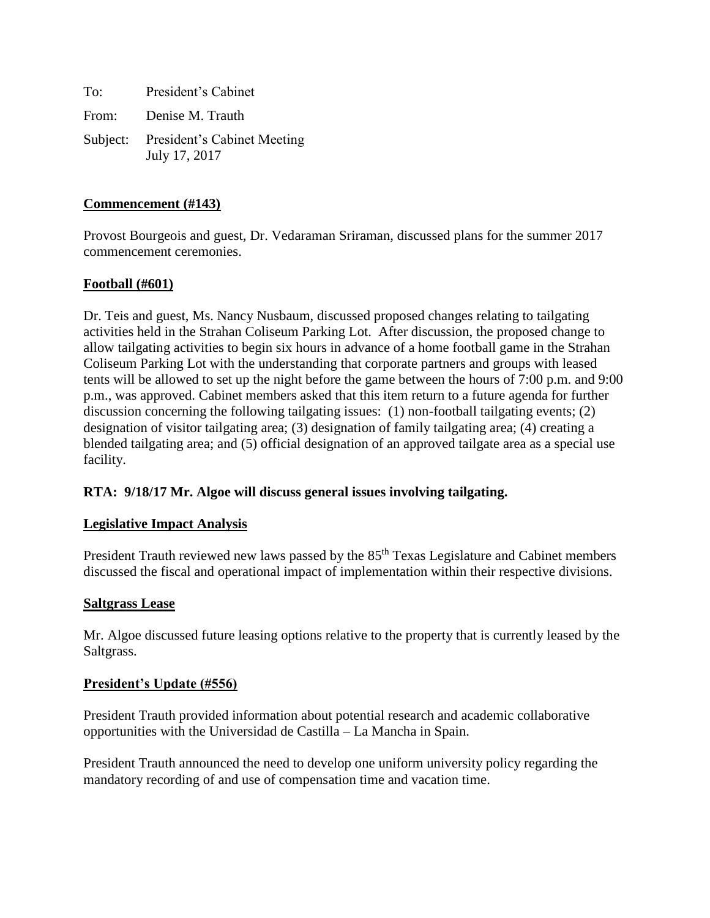To: President's Cabinet

From: Denise M. Trauth

Subject: President's Cabinet Meeting
July 17, 2017

**Commencement (#143)**

Provost Bourgeois and guest, Dr. Vedaraman Sriraman, discussed plans for the summer 2017 commencement ceremonies.

**Football (#601)**

Dr. Teis and guest, Ms. Nancy Nusbaum, discussed proposed changes relating to tailgating activities held in the Strahan Coliseum Parking Lot. After discussion, the proposed change to allow tailgating activities to begin six hours in advance of a home football game in the Strahan Coliseum Parking Lot with the understanding that corporate partners and groups with leased tents will be allowed to set up the night before the game between the hours of 7:00 p.m. and 9:00 p.m., was approved. Cabinet members asked that this item return to a future agenda for further discussion concerning the following tailgating issues: (1) non-football tailgating events; (2) designation of visitor tailgating area; (3) designation of family tailgating area; (4) creating a blended tailgating area; and (5) official designation of an approved tailgate area as a special use facility.

**RTA: 9/18/17 Mr. Algoe will discuss general issues involving tailgating.**

**Legislative Impact Analysis**

President Trauth reviewed new laws passed by the 85th Texas Legislature and Cabinet members discussed the fiscal and operational impact of implementation within their respective divisions.

**Saltgrass Lease**

Mr. Algoe discussed future leasing options relative to the property that is currently leased by the Saltgrass.

**President's Update (#556)**

President Trauth provided information about potential research and academic collaborative opportunities with the Universidad de Castilla – La Mancha in Spain.

President Trauth announced the need to develop one uniform university policy regarding the mandatory recording of and use of compensation time and vacation time.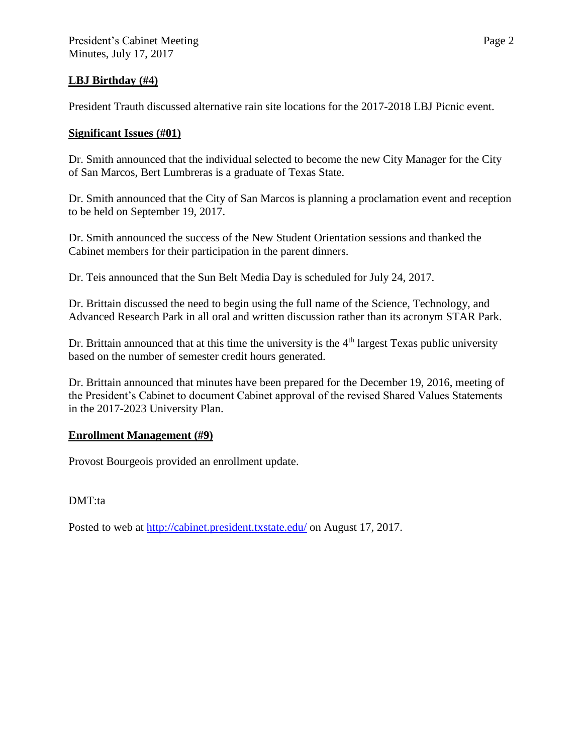## LBJ Birthday (#4)

President Trauth discussed alternative rain site locations for the 2017-2018 LBJ Picnic event.

## Significant Issues (#01)

Dr. Smith announced that the individual selected to become the new City Manager for the City of San Marcos, Bert Lumbreras is a graduate of Texas State.

Dr. Smith announced that the City of San Marcos is planning a proclamation event and reception to be held on September 19, 2017.

Dr. Smith announced the success of the New Student Orientation sessions and thanked the Cabinet members for their participation in the parent dinners.

Dr. Teis announced that the Sun Belt Media Day is scheduled for July 24, 2017.

Dr. Brittain discussed the need to begin using the full name of the Science, Technology, and Advanced Research Park in all oral and written discussion rather than its acronym STAR Park.

Dr. Brittain announced that at this time the university is the 4th largest Texas public university based on the number of semester credit hours generated.

Dr. Brittain announced that minutes have been prepared for the December 19, 2016, meeting of the President's Cabinet to document Cabinet approval of the revised Shared Values Statements in the 2017-2023 University Plan.

## Enrollment Management (#9)

Provost Bourgeois provided an enrollment update.

DMT:ta

Posted to web at http://cabinet.president.txstate.edu/ on August 17, 2017.